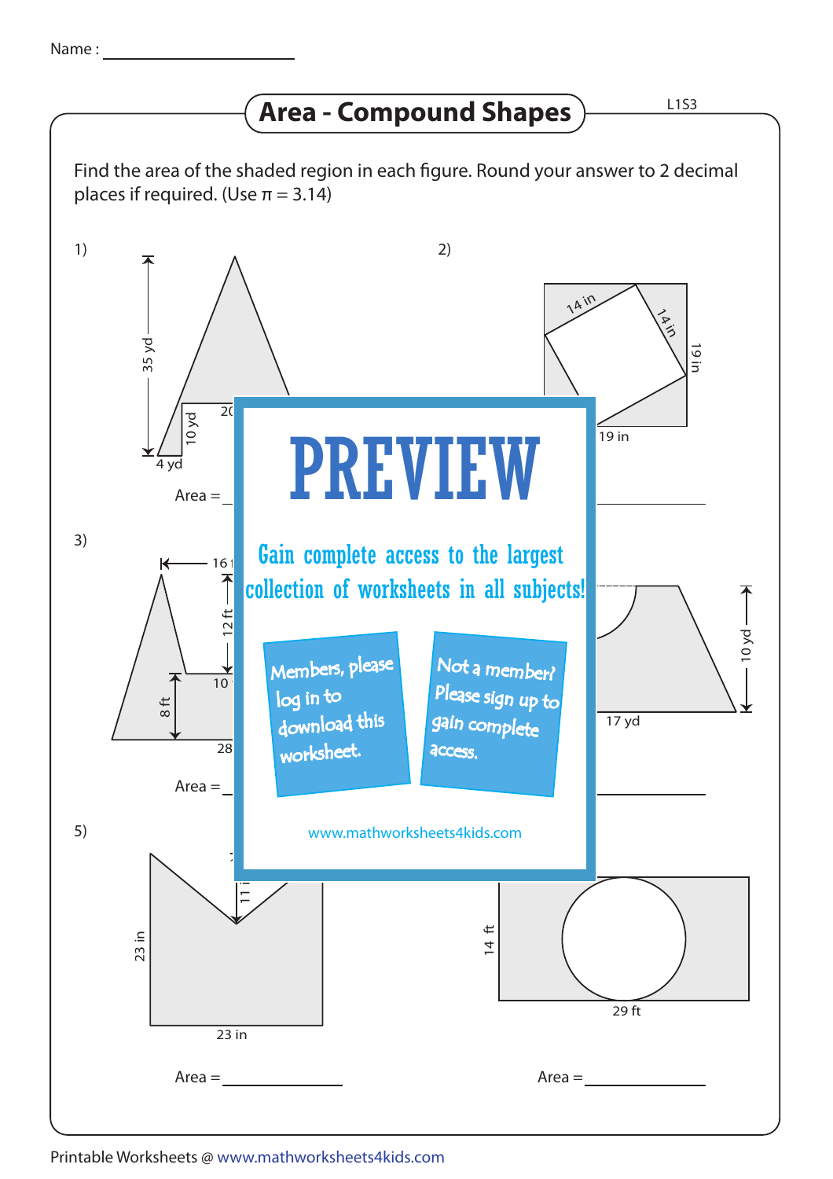Name : ____________________

# Area - Compound Shapes

L1S3

Find the area of the shaded region in each figure. Round your answer to 2 decimal places if required. (Use π = 3.14)

1)

35 yd

10 yd

20

4 yd

Area = ____________

2)

14 in

14 in

19 in

19 in

Area = ____________

3)

16 f

12 ft

8 ft

10

28

Area = ____________

4)

10 yd

17 yd

Area = ____________

5)

11 i

23 in

23 in

Area = ____________

6)

14 ft

29 ft

Area = ____________

**PREVIEW**

Gain complete access to the largest collection of worksheets in all subjects!

Members, please log in to download this worksheet.

Not a member? Please sign up to gain complete access.

www.mathworksheets4kids.com

Printable Worksheets @ www.mathworksheets4kids.com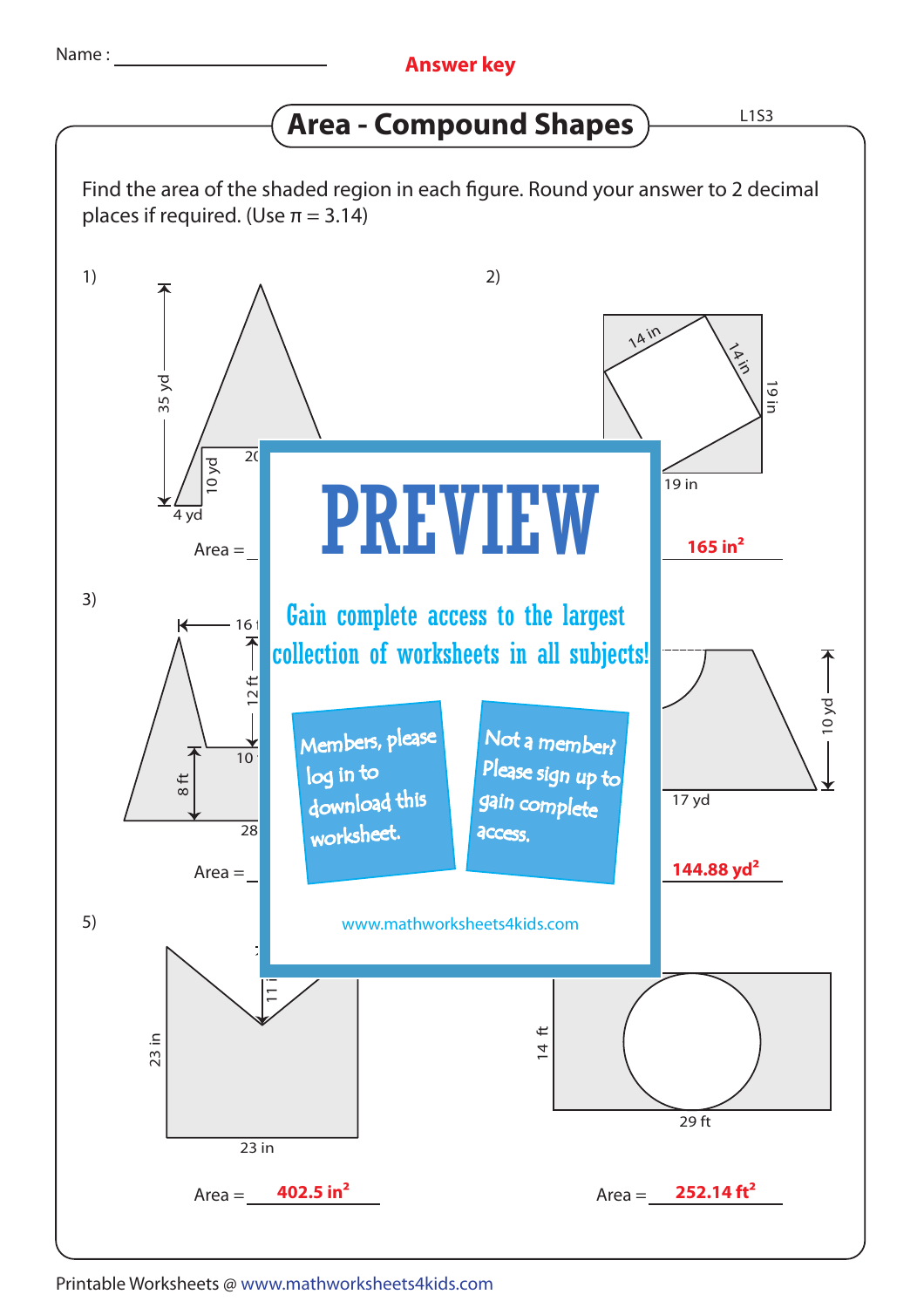Name : ____________________

**Answer key**

# Area - Compound Shapes

L1S3

Find the area of the shaded region in each figure. Round your answer to 2 decimal places if required. (Use $\pi$ = 3.14)

1)

35 yd

10 yd

4 yd

20

Area = ____

2)

14 in

14 in

19 in

19 in

**165 in²**

3)

16 f

12 ft

8 ft

10

28

Area = ____

10 yd

17 yd

**144.88 yd²**

**PREVIEW**

Gain complete access to the largest collection of worksheets in all subjects!

Members, please log in to download this worksheet.

Not a member? Please sign up to gain complete access.

www.mathworksheets4kids.com

5)

11 i

23 in

23 in

Area = **402.5 in²**

14 ft

29 ft

Area = **252.14 ft²**

Printable Worksheets @ www.mathworksheets4kids.com